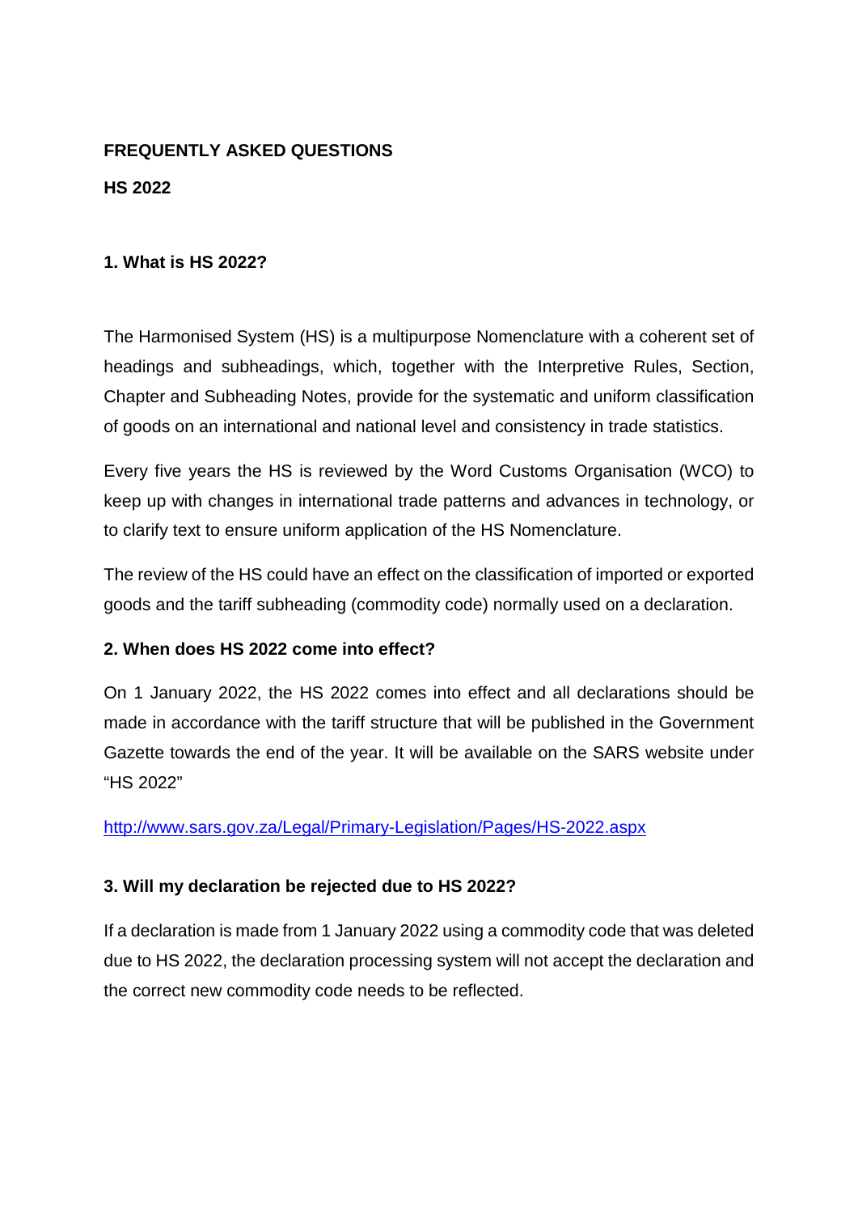**FREQUENTLY ASKED QUESTIONS**

**HS 2022**

## 1. What is HS 2022?

The Harmonised System (HS) is a multipurpose Nomenclature with a coherent set of headings and subheadings, which, together with the Interpretive Rules, Section, Chapter and Subheading Notes, provide for the systematic and uniform classification of goods on an international and national level and consistency in trade statistics.

Every five years the HS is reviewed by the Word Customs Organisation (WCO) to keep up with changes in international trade patterns and advances in technology, or to clarify text to ensure uniform application of the HS Nomenclature.

The review of the HS could have an effect on the classification of imported or exported goods and the tariff subheading (commodity code) normally used on a declaration.

## 2. When does HS 2022 come into effect?

On 1 January 2022, the HS 2022 comes into effect and all declarations should be made in accordance with the tariff structure that will be published in the Government Gazette towards the end of the year. It will be available on the SARS website under "HS 2022"

http://www.sars.gov.za/Legal/Primary-Legislation/Pages/HS-2022.aspx

## 3. Will my declaration be rejected due to HS 2022?

If a declaration is made from 1 January 2022 using a commodity code that was deleted due to HS 2022, the declaration processing system will not accept the declaration and the correct new commodity code needs to be reflected.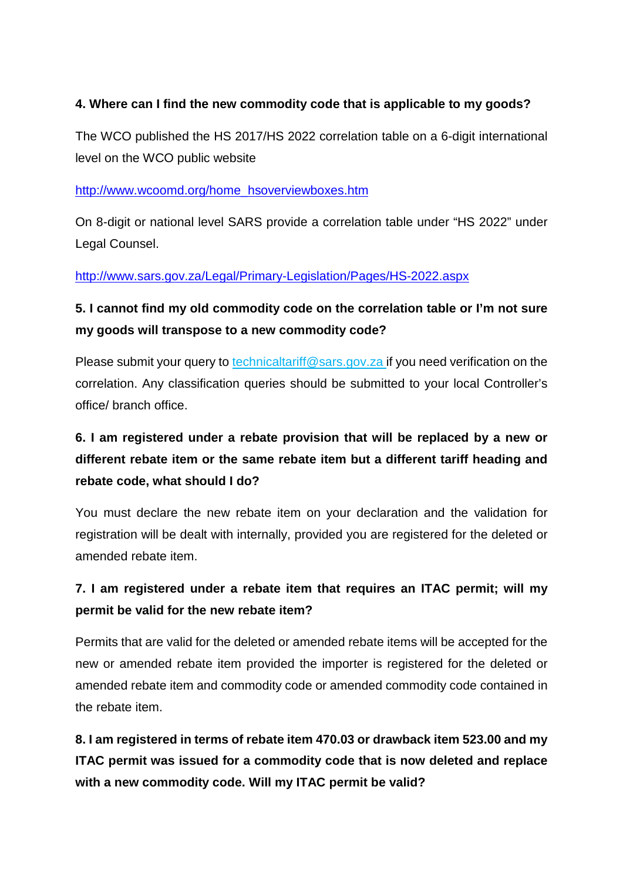**4. Where can I find the new commodity code that is applicable to my goods?**

The WCO published the HS 2017/HS 2022 correlation table on a 6-digit international level on the WCO public website

[http://www.wcoomd.org/home_hsoverviewboxes.htm](http://www.wcoomd.org/home_hsoverviewboxes.htm)

On 8-digit or national level SARS provide a correlation table under "HS 2022" under Legal Counsel.

[http://www.sars.gov.za/Legal/Primary-Legislation/Pages/HS-2022.aspx](http://www.sars.gov.za/Legal/Primary-Legislation/Pages/HS-2022.aspx)

**5. I cannot find my old commodity code on the correlation table or I'm not sure my goods will transpose to a new commodity code?**

Please submit your query to technicaltariff@sars.gov.za if you need verification on the correlation. Any classification queries should be submitted to your local Controller's office/ branch office.

**6. I am registered under a rebate provision that will be replaced by a new or different rebate item or the same rebate item but a different tariff heading and rebate code, what should I do?**

You must declare the new rebate item on your declaration and the validation for registration will be dealt with internally, provided you are registered for the deleted or amended rebate item.

**7. I am registered under a rebate item that requires an ITAC permit; will my permit be valid for the new rebate item?**

Permits that are valid for the deleted or amended rebate items will be accepted for the new or amended rebate item provided the importer is registered for the deleted or amended rebate item and commodity code or amended commodity code contained in the rebate item.

**8. I am registered in terms of rebate item 470.03 or drawback item 523.00 and my ITAC permit was issued for a commodity code that is now deleted and replace with a new commodity code. Will my ITAC permit be valid?**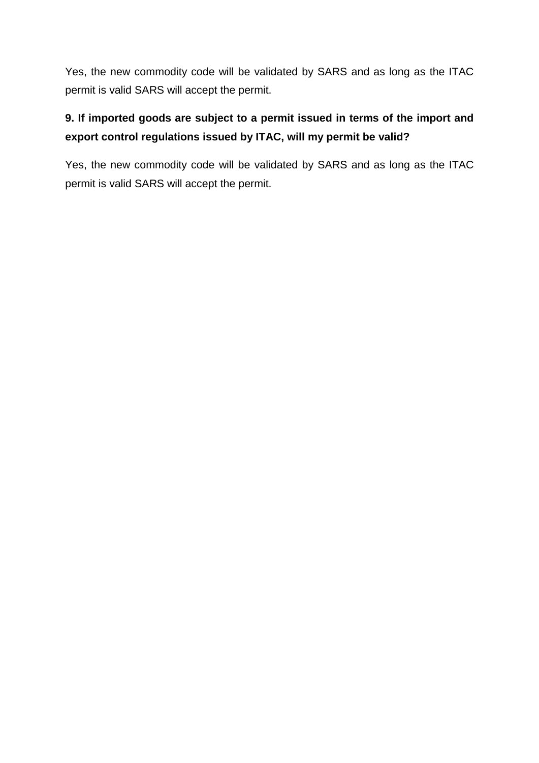Yes, the new commodity code will be validated by SARS and as long as the ITAC permit is valid SARS will accept the permit.

**9. If imported goods are subject to a permit issued in terms of the import and export control regulations issued by ITAC, will my permit be valid?**

Yes, the new commodity code will be validated by SARS and as long as the ITAC permit is valid SARS will accept the permit.